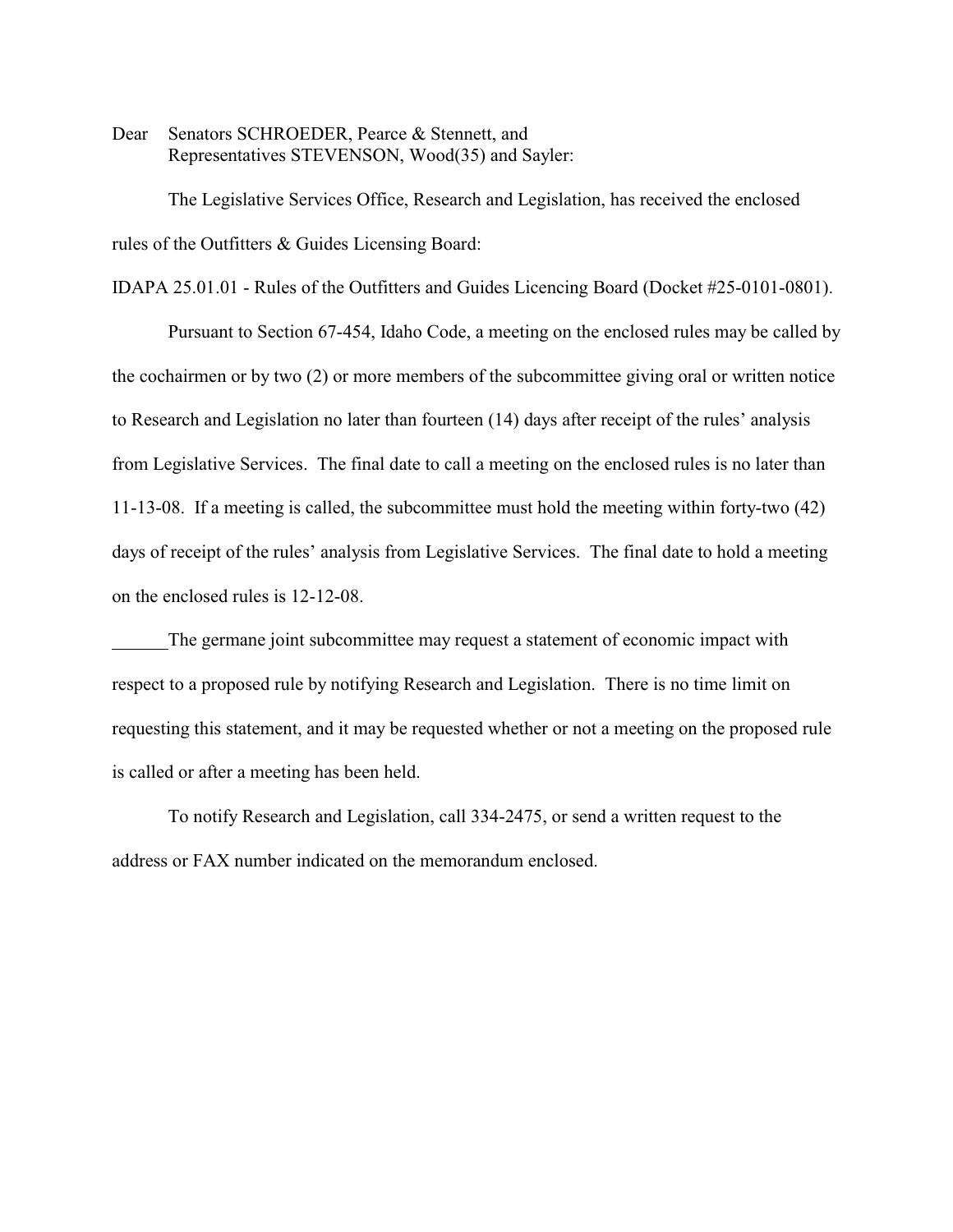Dear Senators SCHROEDER, Pearce & Stennett, and
Representatives STEVENSON, Wood(35) and Sayler:

The Legislative Services Office, Research and Legislation, has received the enclosed rules of the Outfitters & Guides Licensing Board:

IDAPA 25.01.01 - Rules of the Outfitters and Guides Licencing Board (Docket #25-0101-0801).

Pursuant to Section 67-454, Idaho Code, a meeting on the enclosed rules may be called by the cochairmen or by two (2) or more members of the subcommittee giving oral or written notice to Research and Legislation no later than fourteen (14) days after receipt of the rules' analysis from Legislative Services. The final date to call a meeting on the enclosed rules is no later than 11-13-08. If a meeting is called, the subcommittee must hold the meeting within forty-two (42) days of receipt of the rules' analysis from Legislative Services. The final date to hold a meeting on the enclosed rules is 12-12-08.

______The germane joint subcommittee may request a statement of economic impact with respect to a proposed rule by notifying Research and Legislation. There is no time limit on requesting this statement, and it may be requested whether or not a meeting on the proposed rule is called or after a meeting has been held.

To notify Research and Legislation, call 334-2475, or send a written request to the address or FAX number indicated on the memorandum enclosed.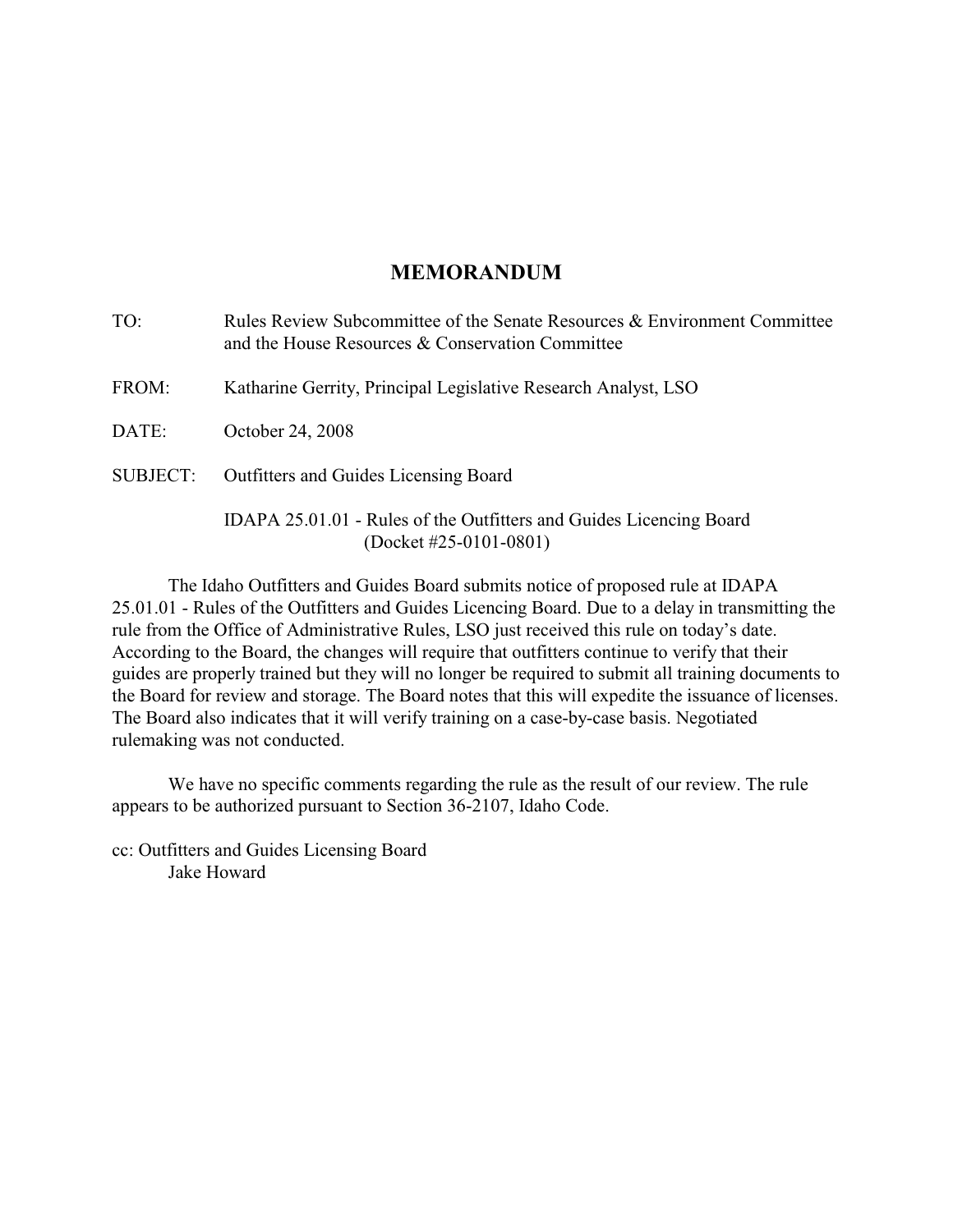# MEMORANDUM

TO: Rules Review Subcommittee of the Senate Resources & Environment Committee and the House Resources & Conservation Committee

FROM: Katharine Gerrity, Principal Legislative Research Analyst, LSO

DATE: October 24, 2008

SUBJECT: Outfitters and Guides Licensing Board

IDAPA 25.01.01 - Rules of the Outfitters and Guides Licencing Board (Docket #25-0101-0801)

The Idaho Outfitters and Guides Board submits notice of proposed rule at IDAPA 25.01.01 - Rules of the Outfitters and Guides Licencing Board. Due to a delay in transmitting the rule from the Office of Administrative Rules, LSO just received this rule on today's date. According to the Board, the changes will require that outfitters continue to verify that their guides are properly trained but they will no longer be required to submit all training documents to the Board for review and storage. The Board notes that this will expedite the issuance of licenses. The Board also indicates that it will verify training on a case-by-case basis. Negotiated rulemaking was not conducted.

We have no specific comments regarding the rule as the result of our review. The rule appears to be authorized pursuant to Section 36-2107, Idaho Code.

cc: Outfitters and Guides Licensing Board
Jake Howard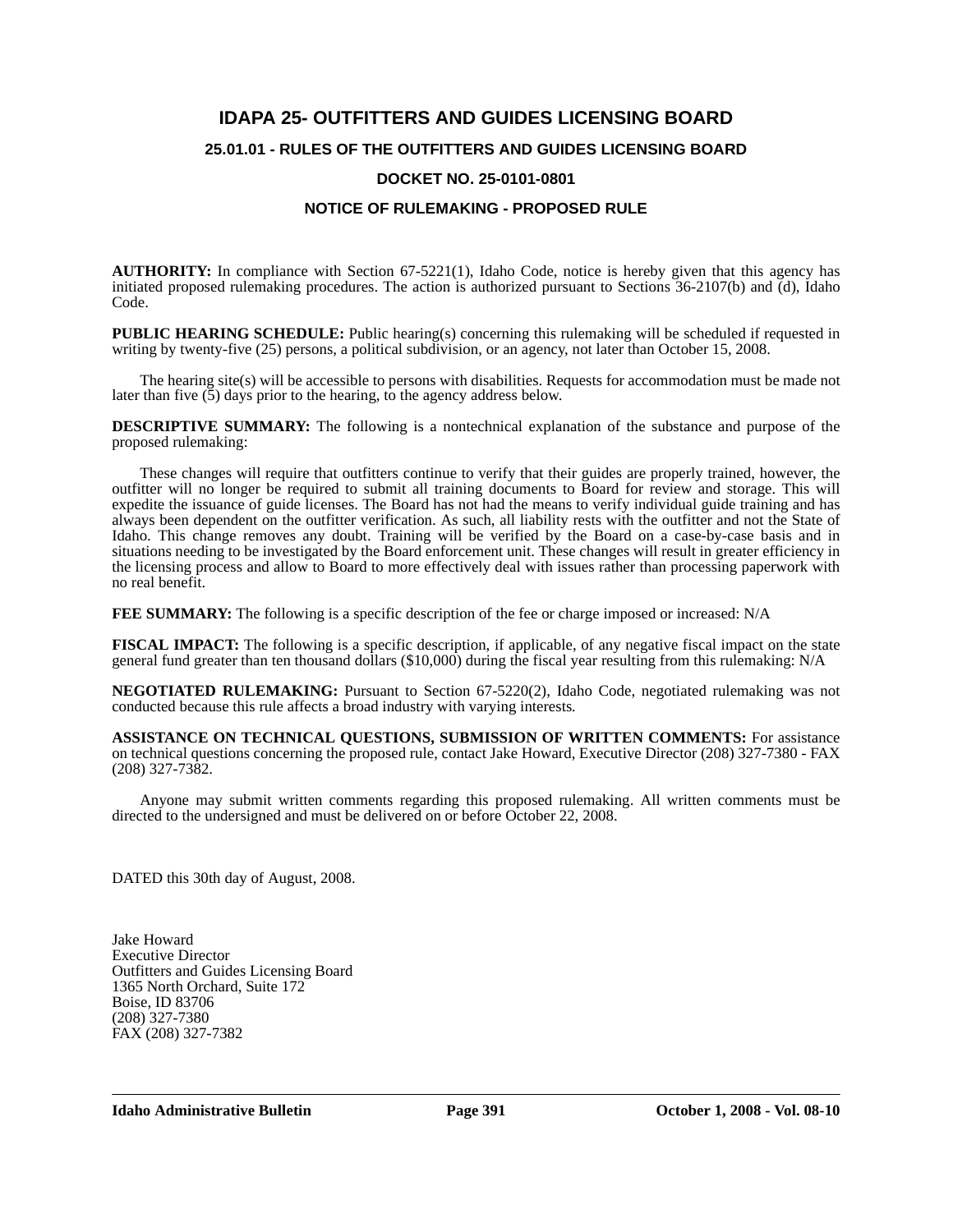# IDAPA 25- OUTFITTERS AND GUIDES LICENSING BOARD

## 25.01.01 - RULES OF THE OUTFITTERS AND GUIDES LICENSING BOARD

## DOCKET NO. 25-0101-0801

## NOTICE OF RULEMAKING - PROPOSED RULE

**AUTHORITY:** In compliance with Section 67-5221(1), Idaho Code, notice is hereby given that this agency has initiated proposed rulemaking procedures. The action is authorized pursuant to Sections 36-2107(b) and (d), Idaho Code.

**PUBLIC HEARING SCHEDULE:** Public hearing(s) concerning this rulemaking will be scheduled if requested in writing by twenty-five (25) persons, a political subdivision, or an agency, not later than October 15, 2008.

The hearing site(s) will be accessible to persons with disabilities. Requests for accommodation must be made not later than five (5) days prior to the hearing, to the agency address below.

**DESCRIPTIVE SUMMARY:** The following is a nontechnical explanation of the substance and purpose of the proposed rulemaking:

These changes will require that outfitters continue to verify that their guides are properly trained, however, the outfitter will no longer be required to submit all training documents to Board for review and storage. This will expedite the issuance of guide licenses. The Board has not had the means to verify individual guide training and has always been dependent on the outfitter verification. As such, all liability rests with the outfitter and not the State of Idaho. This change removes any doubt. Training will be verified by the Board on a case-by-case basis and in situations needing to be investigated by the Board enforcement unit. These changes will result in greater efficiency in the licensing process and allow to Board to more effectively deal with issues rather than processing paperwork with no real benefit.

**FEE SUMMARY:** The following is a specific description of the fee or charge imposed or increased: N/A

**FISCAL IMPACT:** The following is a specific description, if applicable, of any negative fiscal impact on the state general fund greater than ten thousand dollars ($10,000) during the fiscal year resulting from this rulemaking: N/A

**NEGOTIATED RULEMAKING:** Pursuant to Section 67-5220(2), Idaho Code, negotiated rulemaking was not conducted because this rule affects a broad industry with varying interests.

**ASSISTANCE ON TECHNICAL QUESTIONS, SUBMISSION OF WRITTEN COMMENTS:** For assistance on technical questions concerning the proposed rule, contact Jake Howard, Executive Director (208) 327-7380 - FAX (208) 327-7382.

Anyone may submit written comments regarding this proposed rulemaking. All written comments must be directed to the undersigned and must be delivered on or before October 22, 2008.

DATED this 30th day of August, 2008.

Jake Howard
Executive Director
Outfitters and Guides Licensing Board
1365 North Orchard, Suite 172
Boise, ID 83706
(208) 327-7380
FAX (208) 327-7382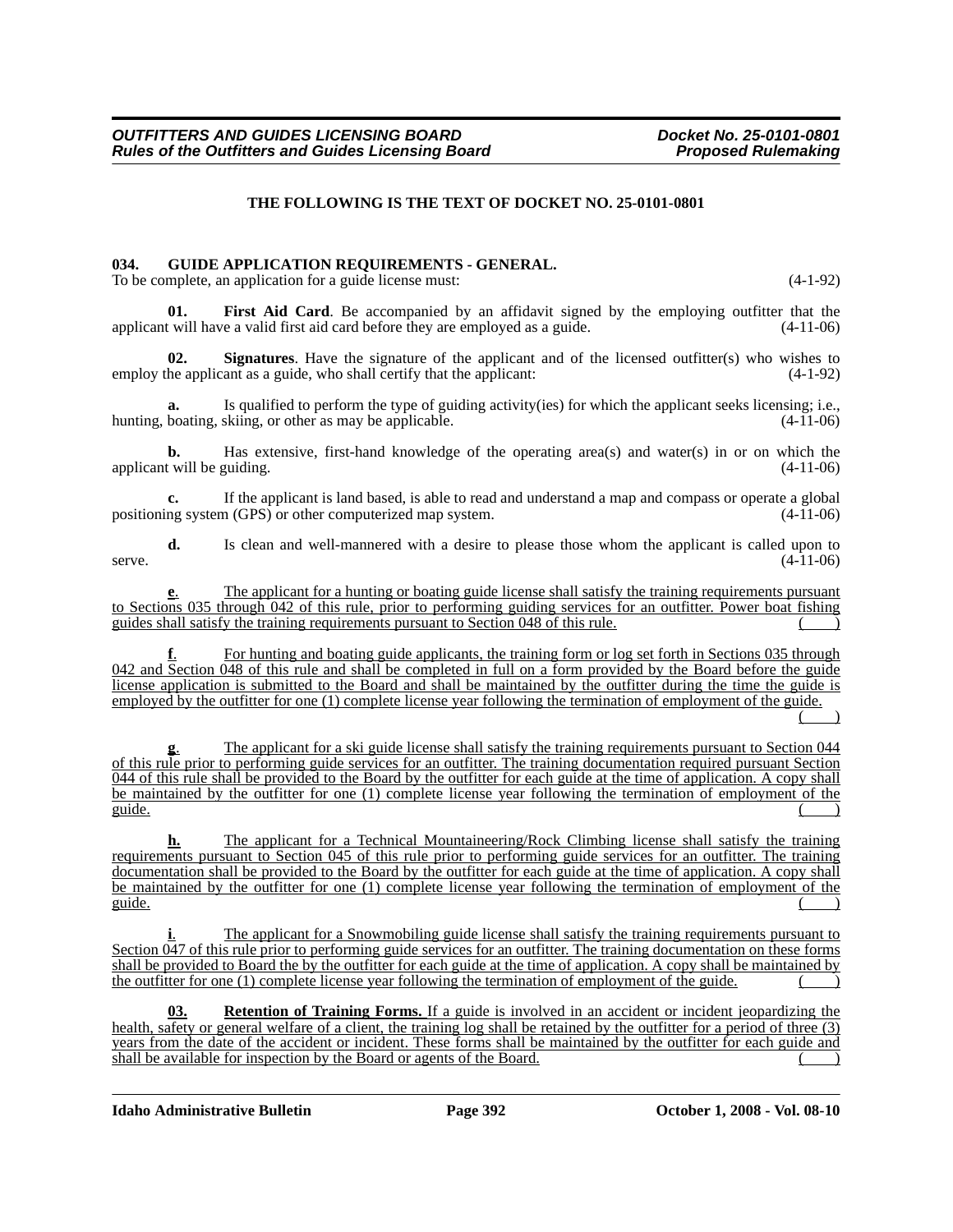**THE FOLLOWING IS THE TEXT OF DOCKET NO. 25-0101-0801**

**034. GUIDE APPLICATION REQUIREMENTS - GENERAL.**

To be complete, an application for a guide license must: (4-1-92)

**01. First Aid Card**. Be accompanied by an affidavit signed by the employing outfitter that the applicant will have a valid first aid card before they are employed as a guide. (4-11-06)

**02. Signatures**. Have the signature of the applicant and of the licensed outfitter(s) who wishes to employ the applicant as a guide, who shall certify that the applicant: (4-1-92)

**a.** Is qualified to perform the type of guiding activity(ies) for which the applicant seeks licensing; i.e., hunting, boating, skiing, or other as may be applicable. (4-11-06)

**b.** Has extensive, first-hand knowledge of the operating area(s) and water(s) in or on which the applicant will be guiding. (4-11-06)

**c.** If the applicant is land based, is able to read and understand a map and compass or operate a global positioning system (GPS) or other computerized map system. (4-11-06)

**d.** Is clean and well-mannered with a desire to please those whom the applicant is called upon to serve. (4-11-06)

**e**. The applicant for a hunting or boating guide license shall satisfy the training requirements pursuant to Sections 035 through 042 of this rule, prior to performing guiding services for an outfitter. Power boat fishing guides shall satisfy the training requirements pursuant to Section 048 of this rule. ( )

**f**. For hunting and boating guide applicants, the training form or log set forth in Sections 035 through 042 and Section 048 of this rule and shall be completed in full on a form provided by the Board before the guide license application is submitted to the Board and shall be maintained by the outfitter during the time the guide is employed by the outfitter for one (1) complete license year following the termination of employment of the guide. ( )

**g**. The applicant for a ski guide license shall satisfy the training requirements pursuant to Section 044 of this rule prior to performing guide services for an outfitter. The training documentation required pursuant Section 044 of this rule shall be provided to the Board by the outfitter for each guide at the time of application. A copy shall be maintained by the outfitter for one (1) complete license year following the termination of employment of the guide. ( )

**h.** The applicant for a Technical Mountaineering/Rock Climbing license shall satisfy the training requirements pursuant to Section 045 of this rule prior to performing guide services for an outfitter. The training documentation shall be provided to the Board by the outfitter for each guide at the time of application. A copy shall be maintained by the outfitter for one (1) complete license year following the termination of employment of the guide. ( )

**i**. The applicant for a Snowmobiling guide license shall satisfy the training requirements pursuant to Section 047 of this rule prior to performing guide services for an outfitter. The training documentation on these forms shall be provided to Board the by the outfitter for each guide at the time of application. A copy shall be maintained by the outfitter for one (1) complete license year following the termination of employment of the guide. ( )

**03. Retention of Training Forms.** If a guide is involved in an accident or incident jeopardizing the health, safety or general welfare of a client, the training log shall be retained by the outfitter for a period of three (3) years from the date of the accident or incident. These forms shall be maintained by the outfitter for each guide and shall be available for inspection by the Board or agents of the Board. ( )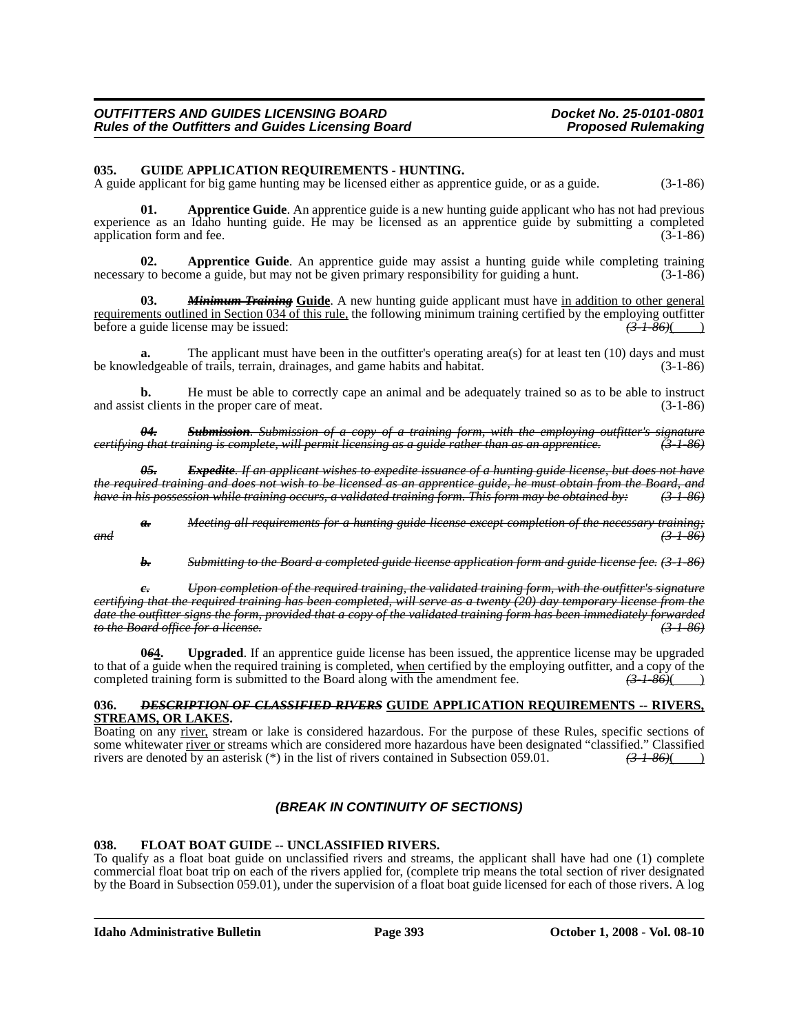**035. GUIDE APPLICATION REQUIREMENTS - HUNTING.**
A guide applicant for big game hunting may be licensed either as apprentice guide, or as a guide. (3-1-86)

**01. Apprentice Guide**. An apprentice guide is a new hunting guide applicant who has not had previous experience as an Idaho hunting guide. He may be licensed as an apprentice guide by submitting a completed application form and fee. (3-1-86)

**02. Apprentice Guide**. An apprentice guide may assist a hunting guide while completing training necessary to become a guide, but may not be given primary responsibility for guiding a hunt. (3-1-86)

**03.** ~~***Minimum Training***~~ **<u>Guide</u>**. A new hunting guide applicant must have <u>in addition to other general requirements outlined in Section 034 of this rule,</u> the following minimum training certified by the employing outfitter before a guide license may be issued: ~~*(3-1-86)*~~( )

**a.** The applicant must have been in the outfitter's operating area(s) for at least ten (10) days and must be knowledgeable of trails, terrain, drainages, and game habits and habitat. (3-1-86)

**b.** He must be able to correctly cape an animal and be adequately trained so as to be able to instruct and assist clients in the proper care of meat. (3-1-86)

~~***04. Submission***~~~~*. Submission of a copy of a training form, with the employing outfitter's signature certifying that training is complete, will permit licensing as a guide rather than as an apprentice. (3-1-86)*~~

~~***05. Expedite***~~~~*. If an applicant wishes to expedite issuance of a hunting guide license, but does not have the required training and does not wish to be licensed as an apprentice guide, he must obtain from the Board, and have in his possession while training occurs, a validated training form. This form may be obtained by: (3-1-86)*~~

~~***a.***~~ ~~*Meeting all requirements for a hunting guide license except completion of the necessary training; and (3-1-86)*~~

~~***b.***~~ ~~*Submitting to the Board a completed guide license application form and guide license fee. (3-1-86)*~~

~~***c.***~~ ~~*Upon completion of the required training, the validated training form, with the outfitter's signature certifying that the required training has been completed, will serve as a twenty (20) day temporary license from the date the outfitter signs the form, provided that a copy of the validated training form has been immediately forwarded to the Board office for a license. (3-1-86)*~~

**0~~*6*~~<u>4</u>. Upgraded**. If an apprentice guide license has been issued, the apprentice license may be upgraded to that of a guide when the required training is completed, <u>when</u> certified by the employing outfitter, and a copy of the completed training form is submitted to the Board along with the amendment fee. ~~*(3-1-86)*~~( )

**036.** ~~***DESCRIPTION OF CLASSIFIED RIVERS***~~ **<u>GUIDE APPLICATION REQUIREMENTS -- RIVERS, STREAMS, OR LAKES</u>.**
Boating on any <u>river,</u> stream or lake is considered hazardous. For the purpose of these Rules, specific sections of some whitewater <u>river or</u> streams which are considered more hazardous have been designated "classified." Classified rivers are denoted by an asterisk (*) in the list of rivers contained in Subsection 059.01. ~~*(3-1-86)*~~( )

***(BREAK IN CONTINUITY OF SECTIONS)***

**038. FLOAT BOAT GUIDE -- UNCLASSIFIED RIVERS.**
To qualify as a float boat guide on unclassified rivers and streams, the applicant shall have had one (1) complete commercial float boat trip on each of the rivers applied for, (complete trip means the total section of river designated by the Board in Subsection 059.01), under the supervision of a float boat guide licensed for each of those rivers. A log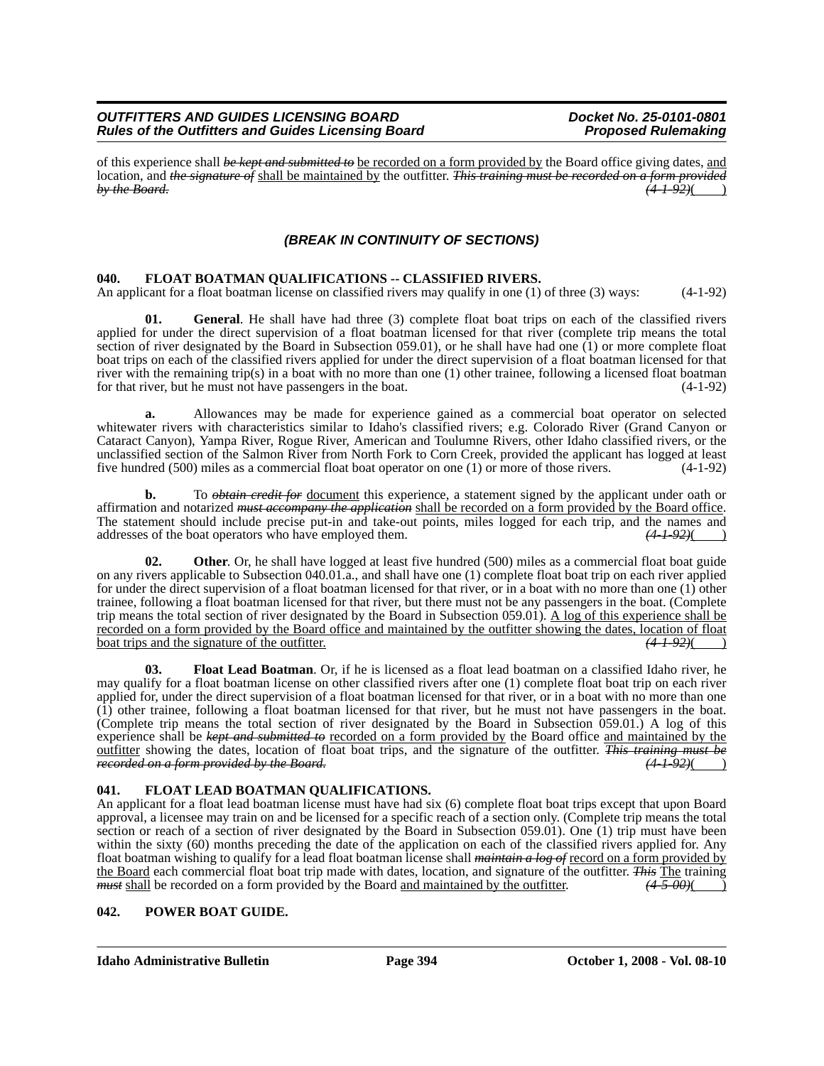of this experience shall ~~*be kept and submitted to*~~ be recorded on a form provided by the Board office giving dates, and location, and ~~*the signature of*~~ shall be maintained by the outfitter. ~~*This training must be recorded on a form provided by the Board.*~~ ~~*(4-1-92)*~~( )

***(BREAK IN CONTINUITY OF SECTIONS)***

### 040. FLOAT BOATMAN QUALIFICATIONS -- CLASSIFIED RIVERS.

An applicant for a float boatman license on classified rivers may qualify in one (1) of three (3) ways: (4-1-92)

**01. General**. He shall have had three (3) complete float boat trips on each of the classified rivers applied for under the direct supervision of a float boatman licensed for that river (complete trip means the total section of river designated by the Board in Subsection 059.01), or he shall have had one (1) or more complete float boat trips on each of the classified rivers applied for under the direct supervision of a float boatman licensed for that river with the remaining trip(s) in a boat with no more than one (1) other trainee, following a licensed float boatman for that river, but he must not have passengers in the boat. (4-1-92)

**a.** Allowances may be made for experience gained as a commercial boat operator on selected whitewater rivers with characteristics similar to Idaho's classified rivers; e.g. Colorado River (Grand Canyon or Cataract Canyon), Yampa River, Rogue River, American and Toulumne Rivers, other Idaho classified rivers, or the unclassified section of the Salmon River from North Fork to Corn Creek, provided the applicant has logged at least five hundred (500) miles as a commercial float boat operator on one (1) or more of those rivers. (4-1-92)

**b.** To ~~*obtain credit for*~~ document this experience, a statement signed by the applicant under oath or affirmation and notarized ~~*must accompany the application*~~ shall be recorded on a form provided by the Board office. The statement should include precise put-in and take-out points, miles logged for each trip, and the names and addresses of the boat operators who have employed them. ~~*(4-1-92)*~~( )

**02. Other**. Or, he shall have logged at least five hundred (500) miles as a commercial float boat guide on any rivers applicable to Subsection 040.01.a., and shall have one (1) complete float boat trip on each river applied for under the direct supervision of a float boatman licensed for that river, or in a boat with no more than one (1) other trainee, following a float boatman licensed for that river, but there must not be any passengers in the boat. (Complete trip means the total section of river designated by the Board in Subsection 059.01). A log of this experience shall be recorded on a form provided by the Board office and maintained by the outfitter showing the dates, location of float boat trips and the signature of the outfitter. ~~*(4-1-92)*~~( )

**03. Float Lead Boatman**. Or, if he is licensed as a float lead boatman on a classified Idaho river, he may qualify for a float boatman license on other classified rivers after one (1) complete float boat trip on each river applied for, under the direct supervision of a float boatman licensed for that river, or in a boat with no more than one (1) other trainee, following a float boatman licensed for that river, but he must not have passengers in the boat. (Complete trip means the total section of river designated by the Board in Subsection 059.01.) A log of this experience shall be ~~*kept and submitted to*~~ recorded on a form provided by the Board office and maintained by the outfitter showing the dates, location of float boat trips, and the signature of the outfitter. ~~*This training must be recorded on a form provided by the Board.*~~ ~~*(4-1-92)*~~( )

### 041. FLOAT LEAD BOATMAN QUALIFICATIONS.

An applicant for a float lead boatman license must have had six (6) complete float boat trips except that upon Board approval, a licensee may train on and be licensed for a specific reach of a section only. (Complete trip means the total section or reach of a section of river designated by the Board in Subsection 059.01). One (1) trip must have been within the sixty (60) months preceding the date of the application on each of the classified rivers applied for. Any float boatman wishing to qualify for a lead float boatman license shall ~~*maintain a log of*~~ record on a form provided by the Board each commercial float boat trip made with dates, location, and signature of the outfitter. ~~*This*~~ The training ~~*must*~~ shall be recorded on a form provided by the Board and maintained by the outfitter. ~~*(4-5-00)*~~( )

### 042. POWER BOAT GUIDE.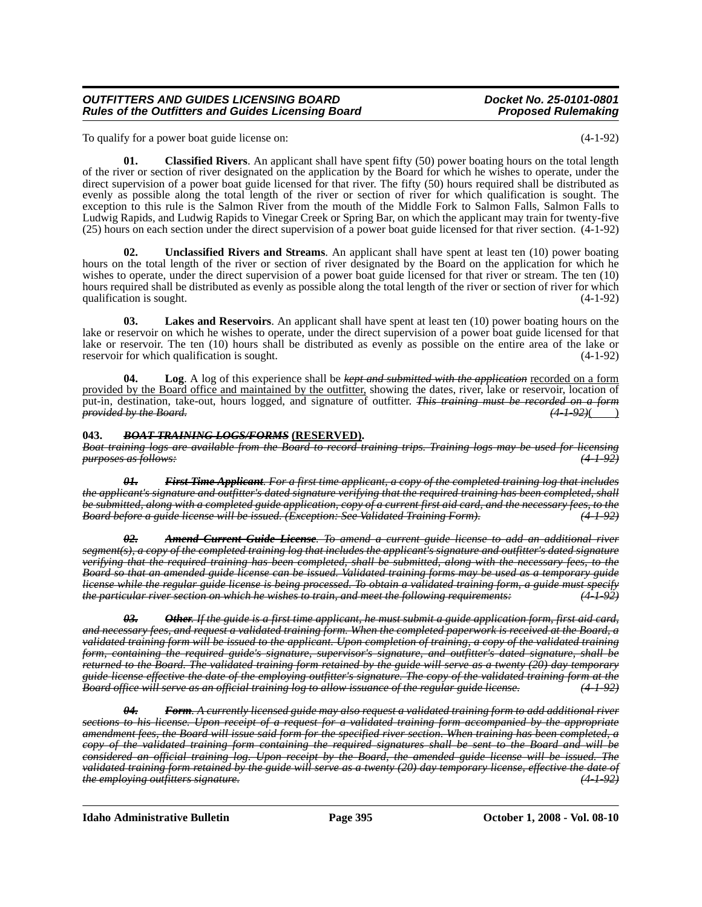To qualify for a power boat guide license on: (4-1-92)

**01. Classified Rivers**. An applicant shall have spent fifty (50) power boating hours on the total length of the river or section of river designated on the application by the Board for which he wishes to operate, under the direct supervision of a power boat guide licensed for that river. The fifty (50) hours required shall be distributed as evenly as possible along the total length of the river or section of river for which qualification is sought. The exception to this rule is the Salmon River from the mouth of the Middle Fork to Salmon Falls, Salmon Falls to Ludwig Rapids, and Ludwig Rapids to Vinegar Creek or Spring Bar, on which the applicant may train for twenty-five (25) hours on each section under the direct supervision of a power boat guide licensed for that river section. (4-1-92)

**02. Unclassified Rivers and Streams**. An applicant shall have spent at least ten (10) power boating hours on the total length of the river or section of river designated by the Board on the application for which he wishes to operate, under the direct supervision of a power boat guide licensed for that river or stream. The ten (10) hours required shall be distributed as evenly as possible along the total length of the river or section of river for which qualification is sought. (4-1-92)

**03. Lakes and Reservoirs**. An applicant shall have spent at least ten (10) power boating hours on the lake or reservoir on which he wishes to operate, under the direct supervision of a power boat guide licensed for that lake or reservoir. The ten (10) hours shall be distributed as evenly as possible on the entire area of the lake or reservoir for which qualification is sought. (4-1-92)

**04. Log**. A log of this experience shall be ~~*kept and submitted with the application*~~ recorded on a form provided by the Board office and maintained by the outfitter, showing the dates, river, lake or reservoir, location of put-in, destination, take-out, hours logged, and signature of outfitter. ~~*This training must be recorded on a form provided by the Board.*~~ ~~*(4-1-92)*~~( )

**043. ~~*BOAT TRAINING LOGS/FORMS*~~ (RESERVED).**

~~*Boat training logs are available from the Board to record training trips. Training logs may be used for licensing purposes as follows: (4-1-92)*~~

~~***01. First Time Applicant**. For a first time applicant, a copy of the completed training log that includes the applicant's signature and outfitter's dated signature verifying that the required training has been completed, shall be submitted, along with a completed guide application, copy of a current first aid card, and the necessary fees, to the Board before a guide license will be issued. (Exception: See Validated Training Form). (4-1-92)*~~

~~***02. Amend Current Guide License**. To amend a current guide license to add an additional river segment(s), a copy of the completed training log that includes the applicant's signature and outfitter's dated signature verifying that the required training has been completed, shall be submitted, along with the necessary fees, to the Board so that an amended guide license can be issued. Validated training forms may be used as a temporary guide license while the regular guide license is being processed. To obtain a validated training form, a guide must specify the particular river section on which he wishes to train, and meet the following requirements: (4-1-92)*~~

~~***03. Other**. If the guide is a first time applicant, he must submit a guide application form, first aid card, and necessary fees, and request a validated training form. When the completed paperwork is received at the Board, a validated training form will be issued to the applicant. Upon completion of training, a copy of the validated training form, containing the required guide's signature, supervisor's signature, and outfitter's dated signature, shall be returned to the Board. The validated training form retained by the guide will serve as a twenty (20) day temporary guide license effective the date of the employing outfitter's signature. The copy of the validated training form at the Board office will serve as an official training log to allow issuance of the regular guide license. (4-1-92)*~~

~~***04. Form**. A currently licensed guide may also request a validated training form to add additional river sections to his license. Upon receipt of a request for a validated training form accompanied by the appropriate amendment fees, the Board will issue said form for the specified river section. When training has been completed, a copy of the validated training form containing the required signatures shall be sent to the Board and will be considered an official training log. Upon receipt by the Board, the amended guide license will be issued. The validated training form retained by the guide will serve as a twenty (20) day temporary license, effective the date of the employing outfitters signature. (4-1-92)*~~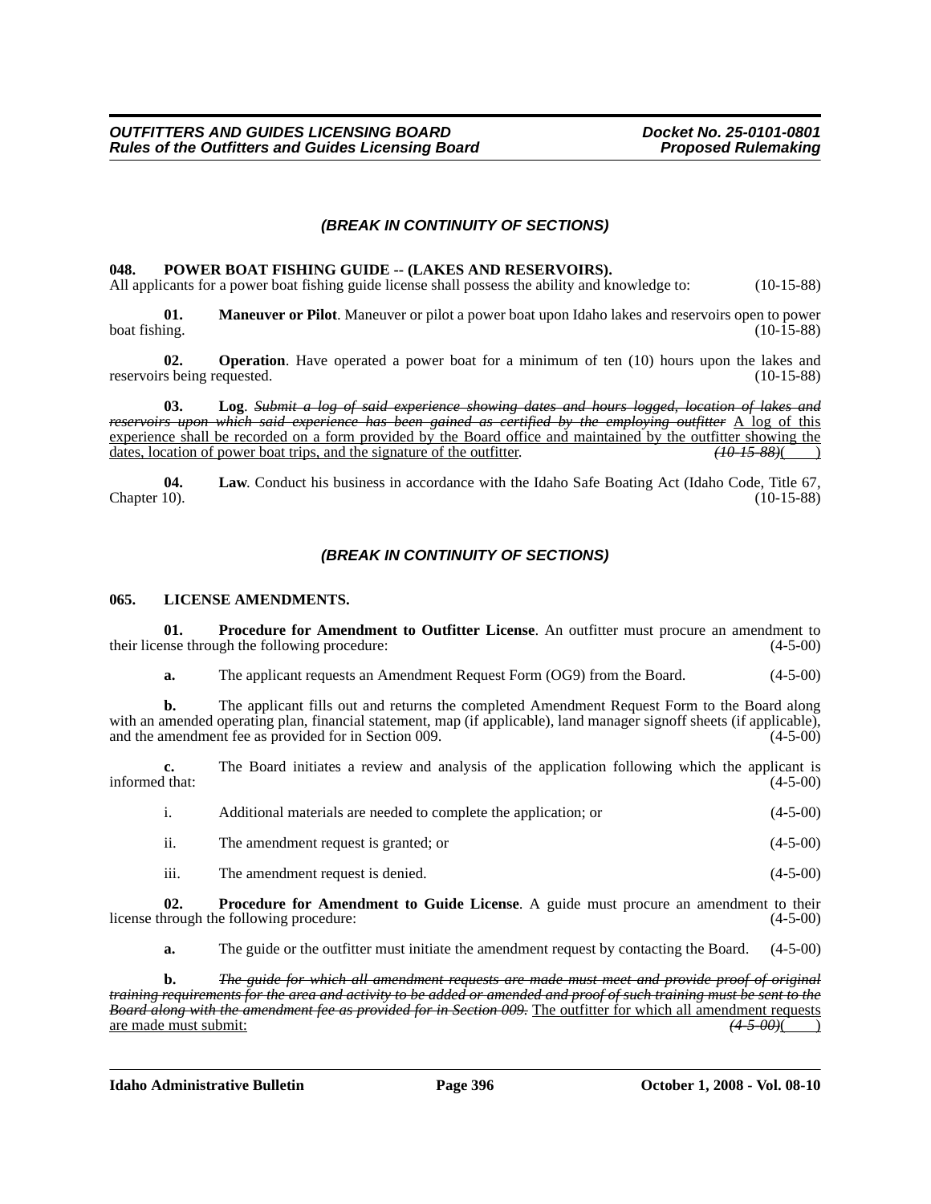*(BREAK IN CONTINUITY OF SECTIONS)*

**048. POWER BOAT FISHING GUIDE -- (LAKES AND RESERVOIRS).**
All applicants for a power boat fishing guide license shall possess the ability and knowledge to: (10-15-88)

**01. Maneuver or Pilot**. Maneuver or pilot a power boat upon Idaho lakes and reservoirs open to power boat fishing. (10-15-88)

**02. Operation**. Have operated a power boat for a minimum of ten (10) hours upon the lakes and reservoirs being requested. (10-15-88)

**03. Log**. ~~*Submit a log of said experience showing dates and hours logged, location of lakes and reservoirs upon which said experience has been gained as certified by the employing outfitter*~~ A log of this experience shall be recorded on a form provided by the Board office and maintained by the outfitter showing the dates, location of power boat trips, and the signature of the outfitter. ~~*(10-15-88)*~~( )

**04. Law**. Conduct his business in accordance with the Idaho Safe Boating Act (Idaho Code, Title 67, Chapter 10). (10-15-88)

*(BREAK IN CONTINUITY OF SECTIONS)*

**065. LICENSE AMENDMENTS.**

**01. Procedure for Amendment to Outfitter License**. An outfitter must procure an amendment to their license through the following procedure: (4-5-00)

**a.** The applicant requests an Amendment Request Form (OG9) from the Board. (4-5-00)

**b.** The applicant fills out and returns the completed Amendment Request Form to the Board along with an amended operating plan, financial statement, map (if applicable), land manager signoff sheets (if applicable), and the amendment fee as provided for in Section 009. (4-5-00)

**c.** The Board initiates a review and analysis of the application following which the applicant is informed that: (4-5-00)

i. Additional materials are needed to complete the application; or (4-5-00)

ii. The amendment request is granted; or (4-5-00)

iii. The amendment request is denied. (4-5-00)

**02. Procedure for Amendment to Guide License**. A guide must procure an amendment to their license through the following procedure: (4-5-00)

**a.** The guide or the outfitter must initiate the amendment request by contacting the Board. (4-5-00)

**b.** ~~*The guide for which all amendment requests are made must meet and provide proof of original training requirements for the area and activity to be added or amended and proof of such training must be sent to the Board along with the amendment fee as provided for in Section 009.*~~ The outfitter for which all amendment requests are made must submit: ~~*(4-5-00)*~~( )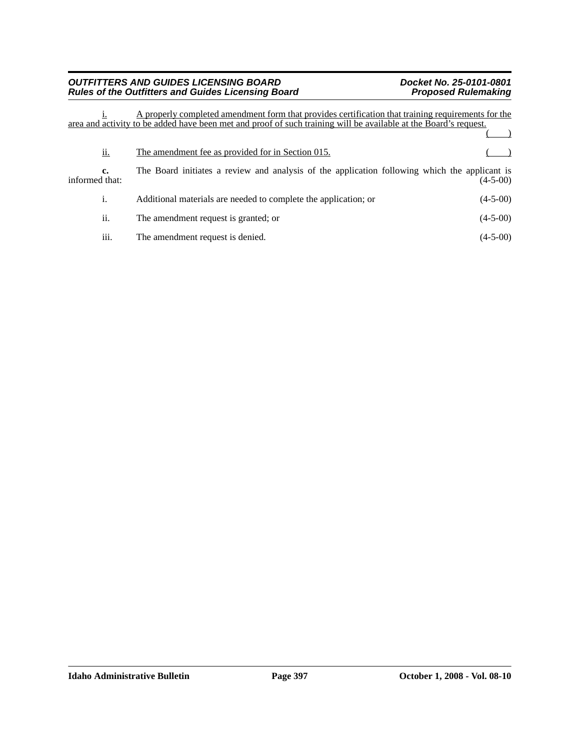i. A properly completed amendment form that provides certification that training requirements for the area and activity to be added have been met and proof of such training will be available at the Board's request. ( )

ii. The amendment fee as provided for in Section 015. ( )

**c.** The Board initiates a review and analysis of the application following which the applicant is informed that: (4-5-00)

i. Additional materials are needed to complete the application; or (4-5-00)

ii. The amendment request is granted; or (4-5-00)

iii. The amendment request is denied. (4-5-00)